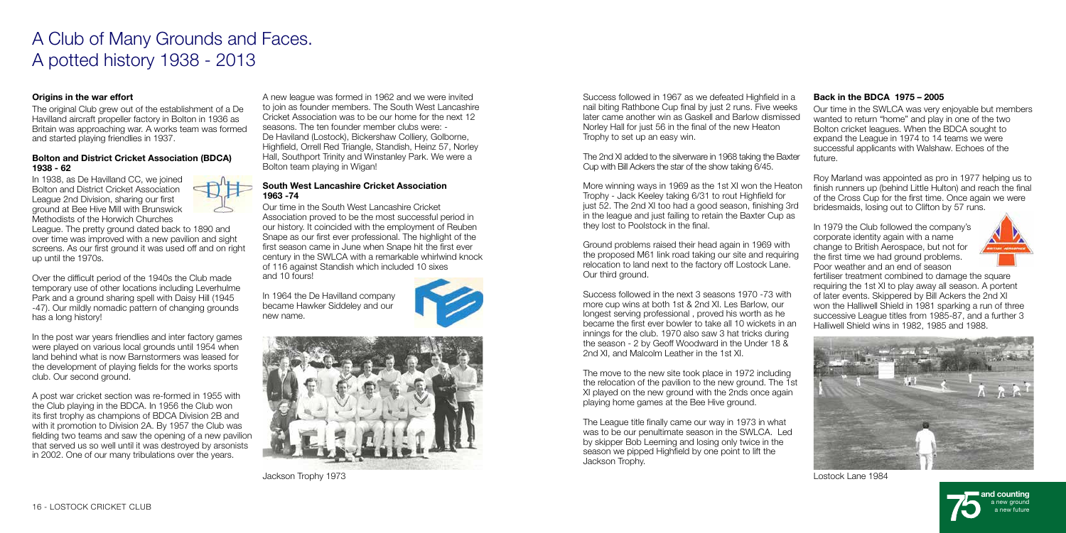# A Club of Many Grounds and Faces. A potted history 1938 - 2013

### Origins in the war effort

The original Club grew out of the establishment of a De Havilland aircraft propeller factory in Bolton in 1936 as Britain was approaching war. A works team was formed and started playing friendlies in 1937.

### Bolton and District Cricket Association (BDCA) 1938 - 62

In 1938, as De Havilland CC, we joined Bolton and District Cricket Association League 2nd Division, sharing our first ground at Bee Hive Mill with Brunswick Methodists of the Horwich Churches League. The pretty ground dated back to 1890 and over time was improved with a new pavilion and sight screens. As our first ground it was used off and on right up until the 1970s.

Over the difficult period of the 1940s the Club made temporary use of other locations including Leverhulme Park and a ground sharing spell with Daisy Hill (1945 -47). Our mildly nomadic pattern of changing grounds has a long history!

In the post war years friendlies and inter factory games were played on various local grounds until 1954 when land behind what is now Barnstormers was leased for the development of playing fields for the works sports club. Our second ground.

A post war cricket section was re-formed in 1955 with the Club playing in the BDCA. In 1956 the Club won its first trophy as champions of BDCA Division 2B and with it promotion to Division 2A. By 1957 the Club was fielding two teams and saw the opening of a new pavilion that served us so well until it was destroyed by arsonists in 2002. One of our many tribulations over the years.

A new league was formed in 1962 and we were invited to join as founder members. The South West Lancashire Cricket Association was to be our home for the next 12 seasons. The ten founder member clubs were: - De Haviland (Lostock), Bickershaw Colliery, Golborne, Highfield, Orrell Red Triangle, Standish, Heinz 57, Norley Hall, Southport Trinity and Winstanley Park. We were a Bolton team playing in Wigan!

### South West Lancashire Cricket Association 1963 -74

Our time in the South West Lancashire Cricket Association proved to be the most successful period in our history. It coincided with the employment of Reuben Snape as our first ever professional. The highlight of the first season came in June when Snape hit the first ever century in the SWLCA with a remarkable whirlwind knock of 116 against Standish which included 10 sixes and 10 fours!

In 1964 the De Havilland company became Hawker Siddeley and our new name.

Jackson Trophy 1973

Success followed in 1967 as we defeated Highfield in a nail biting Rathbone Cup final by just 2 runs. Five weeks later came another win as Gaskell and Barlow dismissed Norley Hall for just 56 in the final of the new Heaton Trophy to set up an easy win.

The 2nd XI added to the silverware in 1968 taking the Baxter Cup with Bill Ackers the star of the show taking 6/45.

More winning ways in 1969 as the 1st XI won the Heaton Trophy - Jack Keeley taking 6/31 to rout Highfield for just 52. The 2nd XI too had a good season, finishing 3rd in the league and just failing to retain the Baxter Cup as they lost to Poolstock in the final.

Ground problems raised their head again in 1969 with the proposed M61 link road taking our site and requiring relocation to land next to the factory off Lostock Lane. Our third ground.

Success followed in the next 3 seasons 1970 -73 with more cup wins at both 1st & 2nd XI. Les Barlow, our longest serving professional , proved his worth as he became the first ever bowler to take all 10 wickets in an innings for the club. 1970 also saw 3 hat tricks during the season - 2 by Geoff Woodward in the Under 18 & 2nd XI, and Malcolm Leather in the 1st XI.

The move to the new site took place in 1972 including the relocation of the pavilion to the new ground. The 1st XI played on the new ground with the 2nds once again playing home games at the Bee Hive ground.

The League title finally came our way in 1973 in what was to be our penultimate season in the SWLCA. Led by skipper Bob Leeming and losing only twice in the season we pipped Highfield by one point to lift the Jackson Trophy.

### Back in the BDCA 1975 – 2005

Our time in the SWLCA was very enjoyable but members wanted to return "home" and play in one of the two Bolton cricket leagues. When the BDCA sought to expand the League in 1974 to 14 teams we were successful applicants with Walshaw. Echoes of the future.

Roy Marland was appointed as pro in 1977 helping us to finish runners up (behind Little Hulton) and reach the final of the Cross Cup for the first time. Once again we were bridesmaids, losing out to Clifton by 57 runs.

In 1979 the Club followed the company's corporate identity again with a name change to British Aerospace, but not for the first time we had ground problems. Poor weather and an end of season fertiliser treatment combined to damage the square requiring the 1st XI to play away all season. A portent of later events. Skippered by Bill Ackers the 2nd XI won the Halliwell Shield in 1981 sparking a run of three successive League titles from 1985-87, and a further 3 Halliwell Shield wins in 1982, 1985 and 1988.

Lostock Lane 1984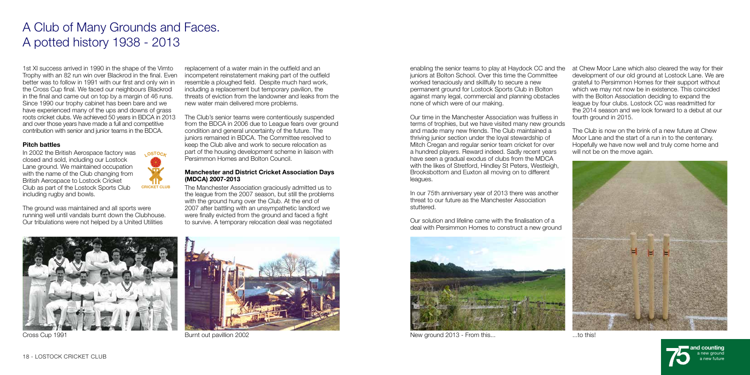# A Club of Many Grounds and Faces. A potted history 1938 - 2013

1st XI success arrived in 1990 in the shape of the Vimto Trophy with an 82 run win over Blackrod in the final. Even better was to follow in 1991 with our first and only win in the Cross Cup final. We faced our neighbours Blackrod in the final and came out on top by a margin of 46 runs. Since 1990 our trophy cabinet has been bare and we have experienced many of the ups and downs of grass roots cricket clubs. We achieved 50 years in BDCA in 2013 and over those years have made a full and competitive contribution with senior and junior teams in the BDCA.

### Pitch battles

In 2002 the British Aerospace factory was closed and sold, including our Lostock Lane ground. We maintained occupation with the name of the Club changing from British Aerospace to Lostock Cricket Club as part of the Lostock Sports Club including rugby and bowls.

The ground was maintained and all sports were running well until vandals burnt down the Clubhouse. Our tribulations were not helped by a United Utilities replacement of a water main in the outfield and an incompetent reinstatement making part of the outfield resemble a ploughed field. Despite much hard work, including a replacement but temporary pavilion, the threats of eviction from the landowner and leaks from the new water main delivered more problems.

The Club's senior teams were contentiously suspended from the BDCA in 2006 due to League fears over ground condition and general uncertainty of the future. The juniors remained in BDCA. The Committee resolved to keep the Club alive and work to secure relocation as part of the housing development scheme in liaison with Persimmon Homes and Bolton Council.

### Manchester and District Cricket Association Days (MDCA) 2007-2013

The Manchester Association graciously admitted us to the league from the 2007 season, but still the problems with the ground hung over the Club. At the end of 2007 after battling with an unsympathetic landlord we were finally evicted from the ground and faced a fight to survive. A temporary relocation deal was negotiated enabling the senior teams to play at Haydock CC and the juniors at Bolton School. Over this time the Committee worked tenaciously and skillfully to secure a new permanent ground for Lostock Sports Club in Bolton against many legal, commercial and planning obstacles none of which were of our making.

Our time in the Manchester Association was fruitless in terms of trophies, but we have visited many new grounds and made many new friends. The Club maintained a thriving junior section under the loyal stewardship of Mitch Cregan and regular senior team cricket for over a hundred players. Reward indeed. Sadly recent years have seen a gradual exodus of clubs from the MDCA with the likes of Stretford, Hindley St Peters, Westleigh, Brooksbottom and Euxton all moving on to different leagues.

In our 75th anniversary year of 2013 there was another threat to our future as the Manchester Association stuttered.

Our solution and lifeline came with the finalisation of a deal with Persimmon Homes to construct a new ground at Chew Moor Lane which also cleared the way for their development of our old ground at Lostock Lane. We are grateful to Persimmon Homes for their support without which we may not now be in existence. This coincided with the Bolton Association deciding to expand the league by four clubs. Lostock CC was readmitted for the 2014 season and we look forward to a debut at our fourth ground in 2015.

The Club is now on the brink of a new future at Chew Moor Lane and the start of a run in to the centenary. Hopefully we have now well and truly come home and will not be on the move again.

Cross Cup 1991

Burnt out pavillion 2002

New ground 2013 - From this...

...to this!

75 and counting a new ground a new future